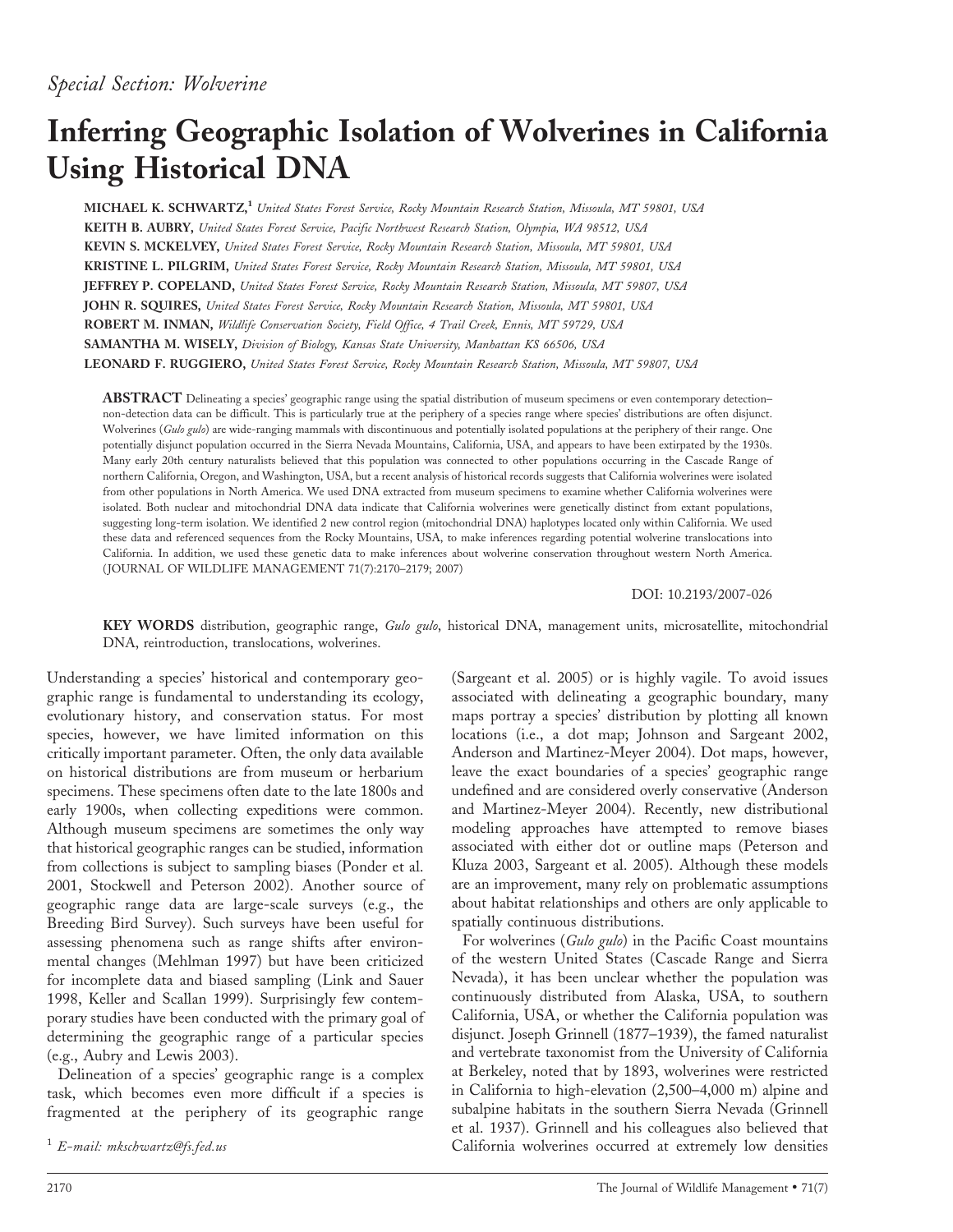*Special Section: Wolverine*

# Inferring Geographic Isolation of Wolverines in California Using Historical DNA

**MICHAEL K. SCHWARTZ,**[1] *United States Forest Service, Rocky Mountain Research Station, Missoula, MT 59801, USA*
**KEITH B. AUBRY,** *United States Forest Service, Pacific Northwest Research Station, Olympia, WA 98512, USA*
**KEVIN S. MCKELVEY,** *United States Forest Service, Rocky Mountain Research Station, Missoula, MT 59801, USA*
**KRISTINE L. PILGRIM,** *United States Forest Service, Rocky Mountain Research Station, Missoula, MT 59801, USA*
**JEFFREY P. COPELAND,** *United States Forest Service, Rocky Mountain Research Station, Missoula, MT 59807, USA*
**JOHN R. SQUIRES,** *United States Forest Service, Rocky Mountain Research Station, Missoula, MT 59801, USA*
**ROBERT M. INMAN,** *Wildlife Conservation Society, Field Office, 4 Trail Creek, Ennis, MT 59729, USA*
**SAMANTHA M. WISELY,** *Division of Biology, Kansas State University, Manhattan KS 66506, USA*
**LEONARD F. RUGGIERO,** *United States Forest Service, Rocky Mountain Research Station, Missoula, MT 59807, USA*

**ABSTRACT** Delineating a species' geographic range using the spatial distribution of museum specimens or even contemporary detection–non-detection data can be difficult. This is particularly true at the periphery of a species range where species' distributions are often disjunct. Wolverines (*Gulo gulo*) are wide-ranging mammals with discontinuous and potentially isolated populations at the periphery of their range. One potentially disjunct population occurred in the Sierra Nevada Mountains, California, USA, and appears to have been extirpated by the 1930s. Many early 20th century naturalists believed that this population was connected to other populations occurring in the Cascade Range of northern California, Oregon, and Washington, USA, but a recent analysis of historical records suggests that California wolverines were isolated from other populations in North America. We used DNA extracted from museum specimens to examine whether California wolverines were isolated. Both nuclear and mitochondrial DNA data indicate that California wolverines were genetically distinct from extant populations, suggesting long-term isolation. We identified 2 new control region (mitochondrial DNA) haplotypes located only within California. We used these data and referenced sequences from the Rocky Mountains, USA, to make inferences regarding potential wolverine translocations into California. In addition, we used these genetic data to make inferences about wolverine conservation throughout western North America. (JOURNAL OF WILDLIFE MANAGEMENT 71(7):2170–2179; 2007)

DOI: 10.2193/2007-026

**KEY WORDS** distribution, geographic range, *Gulo gulo*, historical DNA, management units, microsatellite, mitochondrial DNA, reintroduction, translocations, wolverines.

Understanding a species' historical and contemporary geographic range is fundamental to understanding its ecology, evolutionary history, and conservation status. For most species, however, we have limited information on this critically important parameter. Often, the only data available on historical distributions are from museum or herbarium specimens. These specimens often date to the late 1800s and early 1900s, when collecting expeditions were common. Although museum specimens are sometimes the only way that historical geographic ranges can be studied, information from collections is subject to sampling biases (Ponder et al. 2001, Stockwell and Peterson 2002). Another source of geographic range data are large-scale surveys (e.g., the Breeding Bird Survey). Such surveys have been useful for assessing phenomena such as range shifts after environmental changes (Mehlman 1997) but have been criticized for incomplete data and biased sampling (Link and Sauer 1998, Keller and Scallan 1999). Surprisingly few contemporary studies have been conducted with the primary goal of determining the geographic range of a particular species (e.g., Aubry and Lewis 2003).

Delineation of a species' geographic range is a complex task, which becomes even more difficult if a species is fragmented at the periphery of its geographic range (Sargeant et al. 2005) or is highly vagile. To avoid issues associated with delineating a geographic boundary, many maps portray a species' distribution by plotting all known locations (i.e., a dot map; Johnson and Sargeant 2002, Anderson and Martinez-Meyer 2004). Dot maps, however, leave the exact boundaries of a species' geographic range undefined and are considered overly conservative (Anderson and Martinez-Meyer 2004). Recently, new distributional modeling approaches have attempted to remove biases associated with either dot or outline maps (Peterson and Kluza 2003, Sargeant et al. 2005). Although these models are an improvement, many rely on problematic assumptions about habitat relationships and others are only applicable to spatially continuous distributions.

For wolverines (*Gulo gulo*) in the Pacific Coast mountains of the western United States (Cascade Range and Sierra Nevada), it has been unclear whether the population was continuously distributed from Alaska, USA, to southern California, USA, or whether the California population was disjunct. Joseph Grinnell (1877–1939), the famed naturalist and vertebrate taxonomist from the University of California at Berkeley, noted that by 1893, wolverines were restricted in California to high-elevation (2,500–4,000 m) alpine and subalpine habitats in the southern Sierra Nevada (Grinnell et al. 1937). Grinnell and his colleagues also believed that California wolverines occurred at extremely low densities

[1] *E-mail: mkschwartz@fs.fed.us*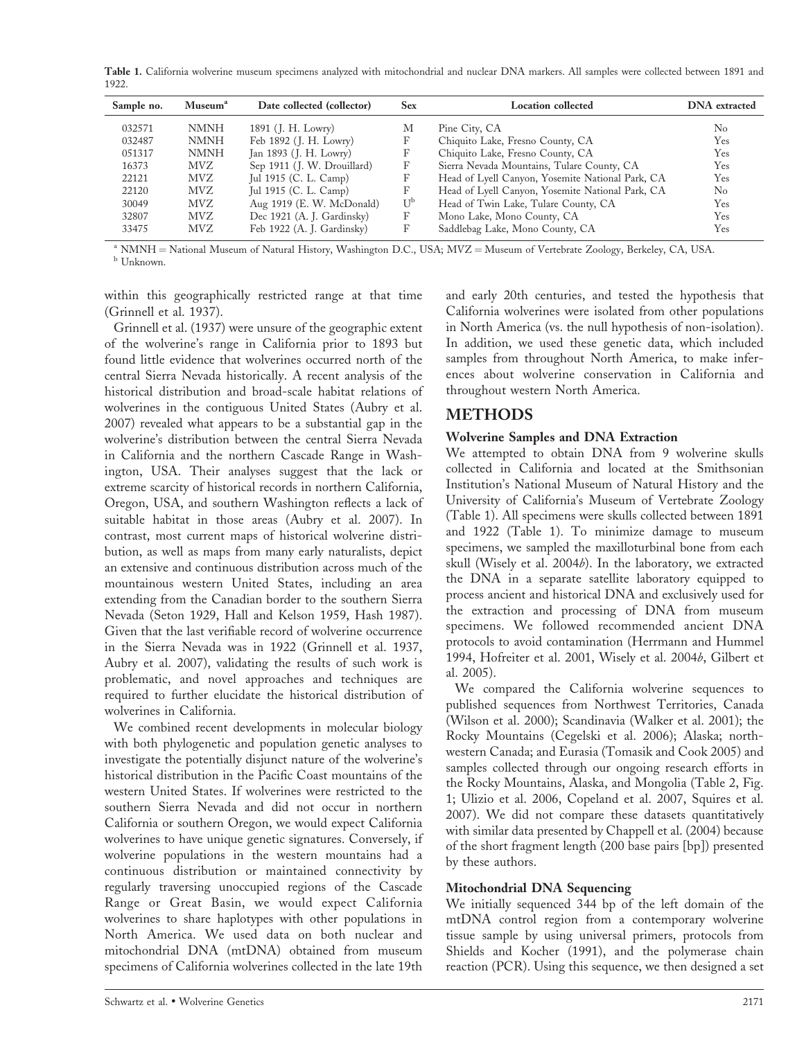**Table 1.** California wolverine museum specimens analyzed with mitochondrial and nuclear DNA markers. All samples were collected between 1891 and 1922.

| Sample no. | Museum[a] | Date collected (collector) | Sex | Location collected | DNA extracted |
|---|---|---|---|---|---|
| 032571 | NMNH | 1891 (J. H. Lowry) | M | Pine City, CA | No |
| 032487 | NMNH | Feb 1892 (J. H. Lowry) | F | Chiquito Lake, Fresno County, CA | Yes |
| 051317 | NMNH | Jan 1893 (J. H. Lowry) | F | Chiquito Lake, Fresno County, CA | Yes |
| 16373 | MVZ | Sep 1911 (J. W. Drouillard) | F | Sierra Nevada Mountains, Tulare County, CA | Yes |
| 22121 | MVZ | Jul 1915 (C. L. Camp) | F | Head of Lyell Canyon, Yosemite National Park, CA | Yes |
| 22120 | MVZ | Jul 1915 (C. L. Camp) | F | Head of Lyell Canyon, Yosemite National Park, CA | No |
| 30049 | MVZ | Aug 1919 (E. W. McDonald) | U[b] | Head of Twin Lake, Tulare County, CA | Yes |
| 32807 | MVZ | Dec 1921 (A. J. Gardinsky) | F | Mono Lake, Mono County, CA | Yes |
| 33475 | MVZ | Feb 1922 (A. J. Gardinsky) | F | Saddlebag Lake, Mono County, CA | Yes |

[a] NMNH = National Museum of Natural History, Washington D.C., USA; MVZ = Museum of Vertebrate Zoology, Berkeley, CA, USA.
[b] Unknown.

within this geographically restricted range at that time (Grinnell et al. 1937).

Grinnell et al. (1937) were unsure of the geographic extent of the wolverine's range in California prior to 1893 but found little evidence that wolverines occurred north of the central Sierra Nevada historically. A recent analysis of the historical distribution and broad-scale habitat relations of wolverines in the contiguous United States (Aubry et al. 2007) revealed what appears to be a substantial gap in the wolverine's distribution between the central Sierra Nevada in California and the northern Cascade Range in Washington, USA. Their analyses suggest that the lack or extreme scarcity of historical records in northern California, Oregon, USA, and southern Washington reflects a lack of suitable habitat in those areas (Aubry et al. 2007). In contrast, most current maps of historical wolverine distribution, as well as maps from many early naturalists, depict an extensive and continuous distribution across much of the mountainous western United States, including an area extending from the Canadian border to the southern Sierra Nevada (Seton 1929, Hall and Kelson 1959, Hash 1987). Given that the last verifiable record of wolverine occurrence in the Sierra Nevada was in 1922 (Grinnell et al. 1937, Aubry et al. 2007), validating the results of such work is problematic, and novel approaches and techniques are required to further elucidate the historical distribution of wolverines in California.

We combined recent developments in molecular biology with both phylogenetic and population genetic analyses to investigate the potentially disjunct nature of the wolverine's historical distribution in the Pacific Coast mountains of the western United States. If wolverines were restricted to the southern Sierra Nevada and did not occur in northern California or southern Oregon, we would expect California wolverines to have unique genetic signatures. Conversely, if wolverine populations in the western mountains had a continuous distribution or maintained connectivity by regularly traversing unoccupied regions of the Cascade Range or Great Basin, we would expect California wolverines to share haplotypes with other populations in North America. We used data on both nuclear and mitochondrial DNA (mtDNA) obtained from museum specimens of California wolverines collected in the late 19th and early 20th centuries, and tested the hypothesis that California wolverines were isolated from other populations in North America (vs. the null hypothesis of non-isolation). In addition, we used these genetic data, which included samples from throughout North America, to make inferences about wolverine conservation in California and throughout western North America.

## METHODS

### Wolverine Samples and DNA Extraction

We attempted to obtain DNA from 9 wolverine skulls collected in California and located at the Smithsonian Institution's National Museum of Natural History and the University of California's Museum of Vertebrate Zoology (Table 1). All specimens were skulls collected between 1891 and 1922 (Table 1). To minimize damage to museum specimens, we sampled the maxilloturbinal bone from each skull (Wisely et al. 2004*b*). In the laboratory, we extracted the DNA in a separate satellite laboratory equipped to process ancient and historical DNA and exclusively used for the extraction and processing of DNA from museum specimens. We followed recommended ancient DNA protocols to avoid contamination (Herrmann and Hummel 1994, Hofreiter et al. 2001, Wisely et al. 2004*b*, Gilbert et al. 2005).

We compared the California wolverine sequences to published sequences from Northwest Territories, Canada (Wilson et al. 2000); Scandinavia (Walker et al. 2001); the Rocky Mountains (Cegelski et al. 2006); Alaska; northwestern Canada; and Eurasia (Tomasik and Cook 2005) and samples collected through our ongoing research efforts in the Rocky Mountains, Alaska, and Mongolia (Table 2, Fig. 1; Ulizio et al. 2006, Copeland et al. 2007, Squires et al. 2007). We did not compare these datasets quantitatively with similar data presented by Chappell et al. (2004) because of the short fragment length (200 base pairs [bp]) presented by these authors.

### Mitochondrial DNA Sequencing

We initially sequenced 344 bp of the left domain of the mtDNA control region from a contemporary wolverine tissue sample by using universal primers, protocols from Shields and Kocher (1991), and the polymerase chain reaction (PCR). Using this sequence, we then designed a set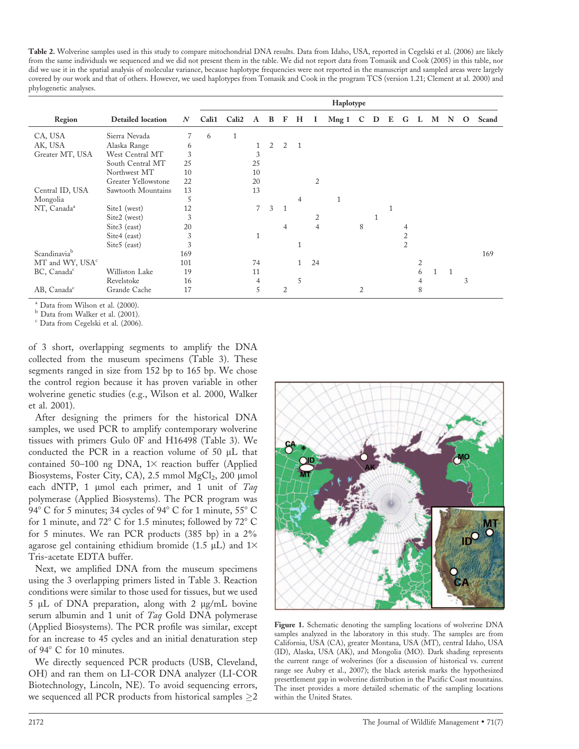**Table 2.** Wolverine samples used in this study to compare mitochondrial DNA results. Data from Idaho, USA, reported in Cegelski et al. (2006) are likely from the same individuals we sequenced and we did not present them in the table. We did not report data from Tomasik and Cook (2005) in this table, nor did we use it in the spatial analysis of molecular variance, because haplotype frequencies were not reported in the manuscript and sampled areas were largely covered by our work and that of others. However, we used haplotypes from Tomasik and Cook in the program TCS (version 1.21; Clement at al. 2000) and phylogenetic analyses.

| | | | Haplotype | | | | | | | | | | | | | | | | |
|---|---|---|---|---|---|---|---|---|---|---|---|---|---|---|---|---|---|---|---|
| Region | Detailed location | *N* | Cali1 | Cali2 | A | B | F | H | I | Mng 1 | C | D | E | G | L | M | N | O | Scand |
| CA, USA | Sierra Nevada | 7 | 6 | 1 | | | | | | | | | | | | | | | |
| AK, USA | Alaska Range | 6 | | | 1 | 2 | 2 | 1 | | | | | | | | | | | |
| Greater MT, USA | West Central MT | 3 | | | 3 | | | | | | | | | | | | | | |
| | South Central MT | 25 | | | 25 | | | | | | | | | | | | | | |
| | Northwest MT | 10 | | | 10 | | | | | | | | | | | | | | |
| | Greater Yellowstone | 22 | | | 20 | | | | 2 | | | | | | | | | | |
| Central ID, USA | Sawtooth Mountains | 13 | | | 13 | | | | | | | | | | | | | | |
| Mongolia | | 5 | | | | | | 4 | | 1 | | | | | | | | | |
| NT, Canada[a] | Site1 (west) | 12 | | | 7 | 3 | 1 | | | | | | 1 | | | | | | |
| | Site2 (west) | 3 | | | | | | | 2 | | | 1 | | | | | | | |
| | Site3 (east) | 20 | | | | | 4 | | 4 | | 8 | | | 4 | | | | | |
| | Site4 (east) | 3 | | | 1 | | | | | | | | | 2 | | | | | |
| | Site5 (east) | 3 | | | | | | 1 | | | | | | 2 | | | | | |
| Scandinavia[b] | | 169 | | | | | | | | | | | | | | | | | 169 |
| MT and WY, USA[c] | | 101 | | | 74 | | | 1 | 24 | | | | | | 2 | | | | |
| BC, Canada[c] | Williston Lake | 19 | | | 11 | | | | | | | | | | 6 | 1 | 1 | | |
| | Revelstoke | 16 | | | 4 | | | 5 | | | | | | | 4 | | | 3 | |
| AB, Canada[c] | Grande Cache | 17 | | | 5 | | 2 | | | | 2 | | | | 8 | | | | |

[a] Data from Wilson et al. (2000).
[b] Data from Walker et al. (2001).
[c] Data from Cegelski et al. (2006).

of 3 short, overlapping segments to amplify the DNA collected from the museum specimens (Table 3). These segments ranged in size from 152 bp to 165 bp. We chose the control region because it has proven variable in other wolverine genetic studies (e.g., Wilson et al. 2000, Walker et al. 2001).

After designing the primers for the historical DNA samples, we used PCR to amplify contemporary wolverine tissues with primers Gulo 0F and H16498 (Table 3). We conducted the PCR in a reaction volume of 50 μL that contained 50–100 ng DNA, 1× reaction buffer (Applied Biosystems, Foster City, CA), 2.5 mmol $MgCl_2$, 200 μmol each dNTP, 1 μmol each primer, and 1 unit of *Taq* polymerase (Applied Biosystems). The PCR program was 94° C for 5 minutes; 34 cycles of 94° C for 1 minute, 55° C for 1 minute, and 72° C for 1.5 minutes; followed by 72° C for 5 minutes. We ran PCR products (385 bp) in a 2% agarose gel containing ethidium bromide (1.5 μL) and 1× Tris-acetate EDTA buffer.

Next, we amplified DNA from the museum specimens using the 3 overlapping primers listed in Table 3. Reaction conditions were similar to those used for tissues, but we used 5 μL of DNA preparation, along with 2 μg/mL bovine serum albumin and 1 unit of *Taq* Gold DNA polymerase (Applied Biosystems). The PCR profile was similar, except for an increase to 45 cycles and an initial denaturation step of 94° C for 10 minutes.

We directly sequenced PCR products (USB, Cleveland, OH) and ran them on LI-COR DNA analyzer (LI-COR Biotechnology, Lincoln, NE). To avoid sequencing errors, we sequenced all PCR products from historical samples ≥2

**Figure 1.** Schematic denoting the sampling locations of wolverine DNA samples analyzed in the laboratory in this study. The samples are from California, USA (CA), greater Montana, USA (MT), central Idaho, USA (ID), Alaska, USA (AK), and Mongolia (MO). Dark shading represents the current range of wolverines (for a discussion of historical vs. current range see Aubry et al., 2007); the black asterisk marks the hypothesized presettlement gap in wolverine distribution in the Pacific Coast mountains. The inset provides a more detailed schematic of the sampling locations within the United States.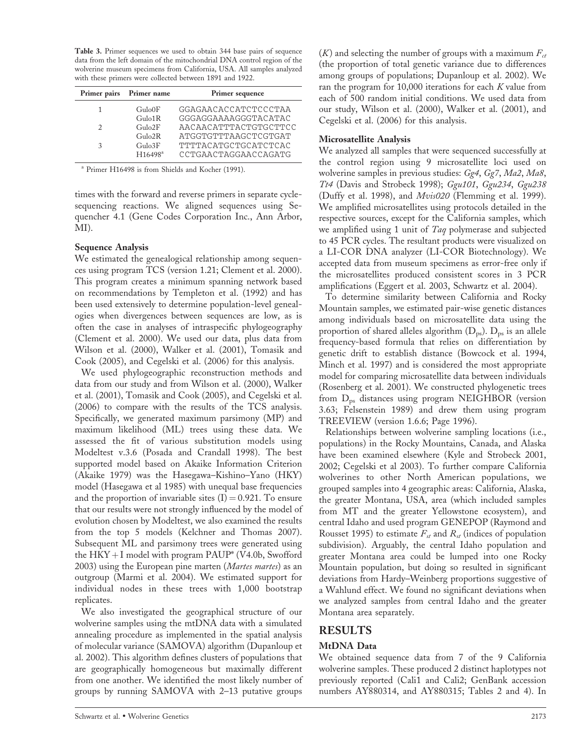**Table 3.** Primer sequences we used to obtain 344 base pairs of sequence data from the left domain of the mitochondrial DNA control region of the wolverine museum specimens from California, USA. All samples analyzed with these primers were collected between 1891 and 1922.

| Primer pairs | Primer name | Primer sequence |
|---|---|---|
| 1 | Gulo0F | GGAGAACACCATCTCCCTAA |
| | Gulo1R | GGGAGGAAAAGGGTACATAC |
| 2 | Gulo2F | AACAACATTTACTGTGCTTCC |
| | Gulo2R | ATGGTGTTTAAGCTCGTGAT |
| 3 | Gulo3F | TTTTACATGCTGCATCTCAC |
| | H16498[a] | CCTGAACTAGGAACCAGATG |

[a] Primer H16498 is from Shields and Kocher (1991).

times with the forward and reverse primers in separate cycle-sequencing reactions. We aligned sequences using Sequencher 4.1 (Gene Codes Corporation Inc., Ann Arbor, MI).

### Sequence Analysis

We estimated the genealogical relationship among sequences using program TCS (version 1.21; Clement et al. 2000). This program creates a minimum spanning network based on recommendations by Templeton et al. (1992) and has been used extensively to determine population-level genealogies when divergences between sequences are low, as is often the case in analyses of intraspecific phylogeography (Clement et al. 2000). We used our data, plus data from Wilson et al. (2000), Walker et al. (2001), Tomasik and Cook (2005), and Cegelski et al. (2006) for this analysis.

We used phylogeographic reconstruction methods and data from our study and from Wilson et al. (2000), Walker et al. (2001), Tomasik and Cook (2005), and Cegelski et al. (2006) to compare with the results of the TCS analysis. Specifically, we generated maximum parsimony (MP) and maximum likelihood (ML) trees using these data. We assessed the fit of various substitution models using Modeltest v.3.6 (Posada and Crandall 1998). The best supported model based on Akaike Information Criterion (Akaike 1979) was the Hasegawa–Kishino–Yano (HKY) model (Hasegawa et al 1985) with unequal base frequencies and the proportion of invariable sites $(I) = 0.921$. To ensure that our results were not strongly influenced by the model of evolution chosen by Modeltest, we also examined the results from the top 5 models (Kelchner and Thomas 2007). Subsequent ML and parsimony trees were generated using the HKY + I model with program PAUP* (V4.0b, Swofford 2003) using the European pine marten (*Martes martes*) as an outgroup (Marmi et al. 2004). We estimated support for individual nodes in these trees with 1,000 bootstrap replicates.

We also investigated the geographical structure of our wolverine samples using the mtDNA data with a simulated annealing procedure as implemented in the spatial analysis of molecular variance (SAMOVA) algorithm (Dupanloup et al. 2002). This algorithm defines clusters of populations that are geographically homogeneous but maximally different from one another. We identified the most likely number of groups by running SAMOVA with 2–13 putative groups ($K$) and selecting the number of groups with a maximum $F_{ct}$ (the proportion of total genetic variance due to differences among groups of populations; Dupanloup et al. 2002). We ran the program for 10,000 iterations for each $K$ value from each of 500 random initial conditions. We used data from our study, Wilson et al. (2000), Walker et al. (2001), and Cegelski et al. (2006) for this analysis.

### Microsatellite Analysis

We analyzed all samples that were sequenced successfully at the control region using 9 microsatellite loci used on wolverine samples in previous studies: *Gg4*, *Gg7*, *Ma2*, *Ma8*, *Tt4* (Davis and Strobeck 1998); *Ggu101*, *Ggu234*, *Ggu238* (Duffy et al. 1998), and *Mvis020* (Flemming et al. 1999). We amplified microsatellites using protocols detailed in the respective sources, except for the California samples, which we amplified using 1 unit of *Taq* polymerase and subjected to 45 PCR cycles. The resultant products were visualized on a LI-COR DNA analyzer (LI-COR Biotechnology). We accepted data from museum specimens as error-free only if the microsatellites produced consistent scores in 3 PCR amplifications (Eggert et al. 2003, Schwartz et al. 2004).

To determine similarity between California and Rocky Mountain samples, we estimated pair-wise genetic distances among individuals based on microsatellite data using the proportion of shared alleles algorithm ($D_{ps}$). $D_{ps}$ is an allele frequency-based formula that relies on differentiation by genetic drift to establish distance (Bowcock et al. 1994, Minch et al. 1997) and is considered the most appropriate model for comparing microsatellite data between individuals (Rosenberg et al. 2001). We constructed phylogenetic trees from $D_{ps}$ distances using program NEIGHBOR (version 3.63; Felsenstein 1989) and drew them using program TREEVIEW (version 1.6.6; Page 1996).

Relationships between wolverine sampling locations (i.e., populations) in the Rocky Mountains, Canada, and Alaska have been examined elsewhere (Kyle and Strobeck 2001, 2002; Cegelski et al 2003). To further compare California wolverines to other North American populations, we grouped samples into 4 geographic areas: California, Alaska, the greater Montana, USA, area (which included samples from MT and the greater Yellowstone ecosystem), and central Idaho and used program GENEPOP (Raymond and Rousset 1995) to estimate $F_{st}$ and $R_{st}$ (indices of population subdivision). Arguably, the central Idaho population and greater Montana area could be lumped into one Rocky Mountain population, but doing so resulted in significant deviations from Hardy–Weinberg proportions suggestive of a Wahlund effect. We found no significant deviations when we analyzed samples from central Idaho and the greater Montana area separately.

## RESULTS

### MtDNA Data

We obtained sequence data from 7 of the 9 California wolverine samples. These produced 2 distinct haplotypes not previously reported (Cali1 and Cali2; GenBank accession numbers AY880314, and AY880315; Tables 2 and 4). In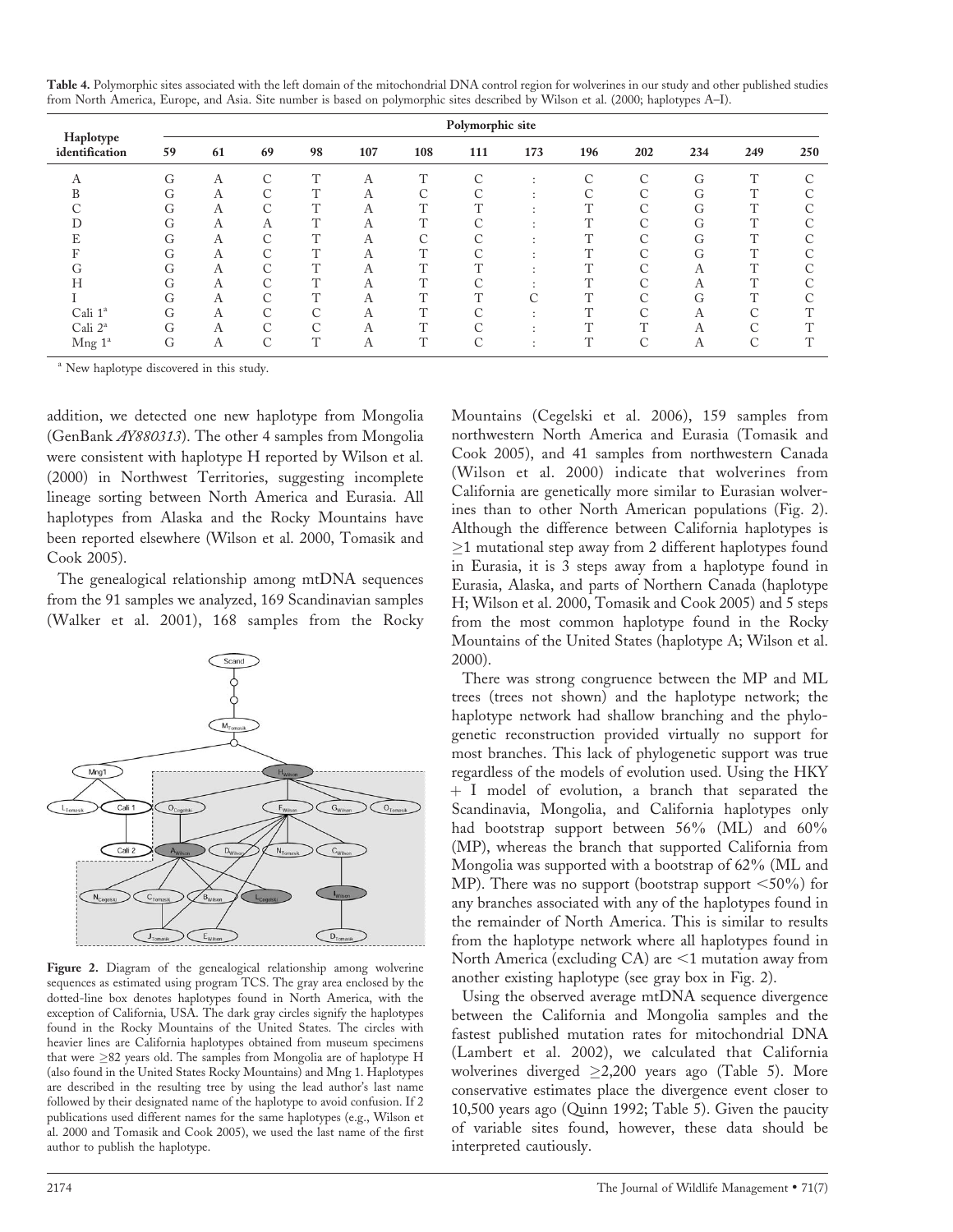**Table 4.** Polymorphic sites associated with the left domain of the mitochondrial DNA control region for wolverines in our study and other published studies from North America, Europe, and Asia. Site number is based on polymorphic sites described by Wilson et al. (2000; haplotypes A–I).

| Haplotype identification | Polymorphic site | | | | | | | | | | | | |
|---|---|---|---|---|---|---|---|---|---|---|---|---|---|
| | 59 | 61 | 69 | 98 | 107 | 108 | 111 | 173 | 196 | 202 | 234 | 249 | 250 |
| A | G | A | C | T | A | T | C | : | C | C | G | T | C |
| B | G | A | C | T | A | C | C | : | C | C | G | T | C |
| C | G | A | C | T | A | T | T | : | T | C | G | T | C |
| D | G | A | A | T | A | T | C | : | T | C | G | T | C |
| E | G | A | C | T | A | C | C | : | T | C | G | T | C |
| F | G | A | C | T | A | T | C | : | T | C | G | T | C |
| G | G | A | C | T | A | T | T | : | T | C | A | T | C |
| H | G | A | C | T | A | T | C | : | T | C | A | T | C |
| I | G | A | C | T | A | T | T | C | T | C | G | T | C |
| Cali 1[a] | G | A | C | C | A | T | C | : | T | C | A | C | T |
| Cali 2[a] | G | A | C | C | A | T | C | : | T | T | A | C | T |
| Mng 1[a] | G | A | C | T | A | T | C | : | T | C | A | C | T |

[a] New haplotype discovered in this study.

addition, we detected one new haplotype from Mongolia (GenBank *AY880313*). The other 4 samples from Mongolia were consistent with haplotype H reported by Wilson et al. (2000) in Northwest Territories, suggesting incomplete lineage sorting between North America and Eurasia. All haplotypes from Alaska and the Rocky Mountains have been reported elsewhere (Wilson et al. 2000, Tomasik and Cook 2005).

The genealogical relationship among mtDNA sequences from the 91 samples we analyzed, 169 Scandinavian samples (Walker et al. 2001), 168 samples from the Rocky Mountains (Cegelski et al. 2006), 159 samples from northwestern North America and Eurasia (Tomasik and Cook 2005), and 41 samples from northwestern Canada (Wilson et al. 2000) indicate that wolverines from California are genetically more similar to Eurasian wolverines than to other North American populations (Fig. 2). Although the difference between California haplotypes is $\geq$1 mutational step away from 2 different haplotypes found in Eurasia, it is 3 steps away from a haplotype found in Eurasia, Alaska, and parts of Northern Canada (haplotype H; Wilson et al. 2000, Tomasik and Cook 2005) and 5 steps from the most common haplotype found in the Rocky Mountains of the United States (haplotype A; Wilson et al. 2000).

**Figure 2.** Diagram of the genealogical relationship among wolverine sequences as estimated using program TCS. The gray area enclosed by the dotted-line box denotes haplotypes found in North America, with the exception of California, USA. The dark gray circles signify the haplotypes found in the Rocky Mountains of the United States. The circles with heavier lines are California haplotypes obtained from museum specimens that were $\geq$82 years old. The samples from Mongolia are of haplotype H (also found in the United States Rocky Mountains) and Mng 1. Haplotypes are described in the resulting tree by using the lead author's last name followed by their designated name of the haplotype to avoid confusion. If 2 publications used different names for the same haplotypes (e.g., Wilson et al. 2000 and Tomasik and Cook 2005), we used the last name of the first author to publish the haplotype.

There was strong congruence between the MP and ML trees (trees not shown) and the haplotype network; the haplotype network had shallow branching and the phylogenetic reconstruction provided virtually no support for most branches. This lack of phylogenetic support was true regardless of the models of evolution used. Using the HKY + I model of evolution, a branch that separated the Scandinavia, Mongolia, and California haplotypes only had bootstrap support between 56% (ML) and 60% (MP), whereas the branch that supported California from Mongolia was supported with a bootstrap of 62% (ML and MP). There was no support (bootstrap support $<$50%) for any branches associated with any of the haplotypes found in the remainder of North America. This is similar to results from the haplotype network where all haplotypes found in North America (excluding CA) are $<$1 mutation away from another existing haplotype (see gray box in Fig. 2).

Using the observed average mtDNA sequence divergence between the California and Mongolia samples and the fastest published mutation rates for mitochondrial DNA (Lambert et al. 2002), we calculated that California wolverines diverged $\geq$2,200 years ago (Table 5). More conservative estimates place the divergence event closer to 10,500 years ago (Quinn 1992; Table 5). Given the paucity of variable sites found, however, these data should be interpreted cautiously.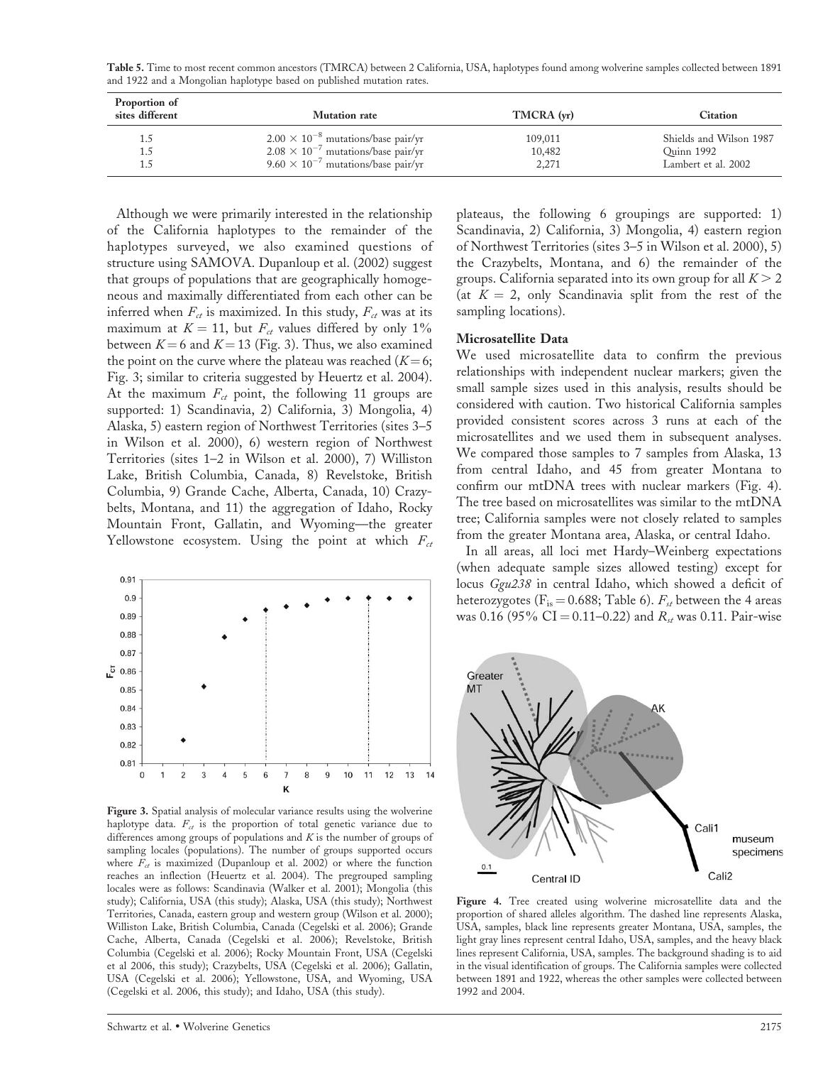**Table 5.** Time to most recent common ancestors (TMRCA) between 2 California, USA, haplotypes found among wolverine samples collected between 1891 and 1922 and a Mongolian haplotype based on published mutation rates.

| Proportion of sites different | Mutation rate | TMCRA (yr) | Citation |
|---|---|---|---|
| 1.5 | $2.00 \times 10^{-8}$ mutations/base pair/yr | 109,011 | Shields and Wilson 1987 |
| 1.5 | $2.08 \times 10^{-7}$ mutations/base pair/yr | 10,482 | Quinn 1992 |
| 1.5 | $9.60 \times 10^{-7}$ mutations/base pair/yr | 2,271 | Lambert et al. 2002 |

Although we were primarily interested in the relationship of the California haplotypes to the remainder of the haplotypes surveyed, we also examined questions of structure using SAMOVA. Dupanloup et al. (2002) suggest that groups of populations that are geographically homogeneous and maximally differentiated from each other can be inferred when $F_{ct}$ is maximized. In this study, $F_{ct}$ was at its maximum at $K = 11$, but $F_{ct}$ values differed by only 1% between $K = 6$ and $K = 13$ (Fig. 3). Thus, we also examined the point on the curve where the plateau was reached ($K = 6$; Fig. 3; similar to criteria suggested by Heuertz et al. 2004). At the maximum $F_{ct}$ point, the following 11 groups are supported: 1) Scandinavia, 2) California, 3) Mongolia, 4) Alaska, 5) eastern region of Northwest Territories (sites 3–5 in Wilson et al. 2000), 6) western region of Northwest Territories (sites 1–2 in Wilson et al. 2000), 7) Williston Lake, British Columbia, Canada, 8) Revelstoke, British Columbia, 9) Grande Cache, Alberta, Canada, 10) Crazybelts, Montana, and 11) the aggregation of Idaho, Rocky Mountain Front, Gallatin, and Wyoming—the greater Yellowstone ecosystem. Using the point at which $F_{ct}$ plateaus, the following 6 groupings are supported: 1) Scandinavia, 2) California, 3) Mongolia, 4) eastern region of Northwest Territories (sites 3–5 in Wilson et al. 2000), 5) the Crazybelts, Montana, and 6) the remainder of the groups. California separated into its own group for all $K > 2$ (at $K = 2$, only Scandinavia split from the rest of the sampling locations).

**Figure 3.** Spatial analysis of molecular variance results using the wolverine haplotype data. $F_{ct}$ is the proportion of total genetic variance due to differences among groups of populations and $K$ is the number of groups of sampling locales (populations). The number of groups supported occurs where $F_{ct}$ is maximized (Dupanloup et al. 2002) or where the function reaches an inflection (Heuertz et al. 2004). The pregrouped sampling locales were as follows: Scandinavia (Walker et al. 2001); Mongolia (this study); California, USA (this study); Alaska, USA (this study); Northwest Territories, Canada, eastern group and western group (Wilson et al. 2000); Williston Lake, British Columbia, Canada (Cegelski et al. 2006); Grande Cache, Alberta, Canada (Cegelski et al. 2006); Revelstoke, British Columbia (Cegelski et al. 2006); Rocky Mountain Front, USA (Cegelski et al 2006, this study); Crazybelts, USA (Cegelski et al. 2006); Gallatin, USA (Cegelski et al. 2006); Yellowstone, USA, and Wyoming, USA (Cegelski et al. 2006, this study); and Idaho, USA (this study).

### Microsatellite Data

We used microsatellite data to confirm the previous relationships with independent nuclear markers; given the small sample sizes used in this analysis, results should be considered with caution. Two historical California samples provided consistent scores across 3 runs at each of the microsatellites and we used them in subsequent analyses. We compared those samples to 7 samples from Alaska, 13 from central Idaho, and 45 from greater Montana to confirm our mtDNA trees with nuclear markers (Fig. 4). The tree based on microsatellites was similar to the mtDNA tree; California samples were not closely related to samples from the greater Montana area, Alaska, or central Idaho.

In all areas, all loci met Hardy–Weinberg expectations (when adequate sample sizes allowed testing) except for locus *Ggu238* in central Idaho, which showed a deficit of heterozygotes ($F_{is} = 0.688$; Table 6). $F_{st}$ between the 4 areas was 0.16 (95% CI = 0.11–0.22) and $R_{st}$ was 0.11. Pair-wise

**Figure 4.** Tree created using wolverine microsatellite data and the proportion of shared alleles algorithm. The dashed line represents Alaska, USA, samples, black line represents greater Montana, USA, samples, the light gray lines represent central Idaho, USA, samples, and the heavy black lines represent California, USA, samples. The background shading is to aid in the visual identification of groups. The California samples were collected between 1891 and 1922, whereas the other samples were collected between 1992 and 2004.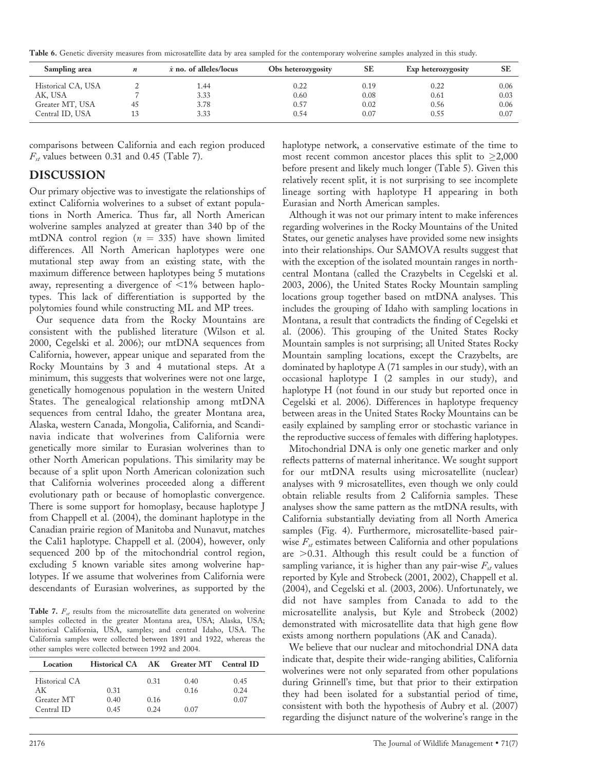Table 6. Genetic diversity measures from microsatellite data by area sampled for the contemporary wolverine samples analyzed in this study.

| Sampling area | $n$ | $\bar{x}$ no. of alleles/locus | Obs heterozygosity | SE | Exp heterozygosity | SE |
|---|---|---|---|---|---|---|
| Historical CA, USA | 2 | 1.44 | 0.22 | 0.19 | 0.22 | 0.06 |
| AK, USA | 7 | 3.33 | 0.60 | 0.08 | 0.61 | 0.03 |
| Greater MT, USA | 45 | 3.78 | 0.57 | 0.02 | 0.56 | 0.06 |
| Central ID, USA | 13 | 3.33 | 0.54 | 0.07 | 0.55 | 0.07 |

comparisons between California and each region produced $F_{st}$ values between 0.31 and 0.45 (Table 7).

## DISCUSSION

Our primary objective was to investigate the relationships of extinct California wolverines to a subset of extant populations in North America. Thus far, all North American wolverine samples analyzed at greater than 340 bp of the mtDNA control region ($n = 335$) have shown limited differences. All North American haplotypes were one mutational step away from an existing state, with the maximum difference between haplotypes being 5 mutations away, representing a divergence of <1% between haplotypes. This lack of differentiation is supported by the polytomies found while constructing ML and MP trees.

Our sequence data from the Rocky Mountains are consistent with the published literature (Wilson et al. 2000, Cegelski et al. 2006); our mtDNA sequences from California, however, appear unique and separated from the Rocky Mountains by 3 and 4 mutational steps. At a minimum, this suggests that wolverines were not one large, genetically homogenous population in the western United States. The genealogical relationship among mtDNA sequences from central Idaho, the greater Montana area, Alaska, western Canada, Mongolia, California, and Scandinavia indicate that wolverines from California were genetically more similar to Eurasian wolverines than to other North American populations. This similarity may be because of a split upon North American colonization such that California wolverines proceeded along a different evolutionary path or because of homoplastic convergence. There is some support for homoplasy, because haplotype J from Chappell et al. (2004), the dominant haplotype in the Canadian prairie region of Manitoba and Nunavut, matches the Cali1 haplotype. Chappell et al. (2004), however, only sequenced 200 bp of the mitochondrial control region, excluding 5 known variable sites among wolverine haplotypes. If we assume that wolverines from California were descendants of Eurasian wolverines, as supported by the haplotype network, a conservative estimate of the time to most recent common ancestor places this split to ≥2,000 before present and likely much longer (Table 5). Given this relatively recent split, it is not surprising to see incomplete lineage sorting with haplotype H appearing in both Eurasian and North American samples.

Although it was not our primary intent to make inferences regarding wolverines in the Rocky Mountains of the United States, our genetic analyses have provided some new insights into their relationships. Our SAMOVA results suggest that with the exception of the isolated mountain ranges in north-central Montana (called the Crazybelts in Cegelski et al. 2003, 2006), the United States Rocky Mountain sampling locations group together based on mtDNA analyses. This includes the grouping of Idaho with sampling locations in Montana, a result that contradicts the finding of Cegelski et al. (2006). This grouping of the United States Rocky Mountain samples is not surprising; all United States Rocky Mountain sampling locations, except the Crazybelts, are dominated by haplotype A (71 samples in our study), with an occasional haplotype I (2 samples in our study), and haplotype H (not found in our study but reported once in Cegelski et al. 2006). Differences in haplotype frequency between areas in the United States Rocky Mountains can be easily explained by sampling error or stochastic variance in the reproductive success of females with differing haplotypes.

Mitochondrial DNA is only one genetic marker and only reflects patterns of maternal inheritance. We sought support for our mtDNA results using microsatellite (nuclear) analyses with 9 microsatellites, even though we only could obtain reliable results from 2 California samples. These analyses show the same pattern as the mtDNA results, with California substantially deviating from all North America samples (Fig. 4). Furthermore, microsatellite-based pairwise $F_{st}$ estimates between California and other populations are >0.31. Although this result could be a function of sampling variance, it is higher than any pair-wise $F_{st}$ values reported by Kyle and Strobeck (2001, 2002), Chappell et al. (2004), and Cegelski et al. (2003, 2006). Unfortunately, we did not have samples from Canada to add to the microsatellite analysis, but Kyle and Strobeck (2002) demonstrated with microsatellite data that high gene flow exists among northern populations (AK and Canada).

We believe that our nuclear and mitochondrial DNA data indicate that, despite their wide-ranging abilities, California wolverines were not only separated from other populations during Grinnell's time, but that prior to their extirpation they had been isolated for a substantial period of time, consistent with both the hypothesis of Aubry et al. (2007) regarding the disjunct nature of the wolverine's range in the

Table 7. $F_{st}$ results from the microsatellite data generated on wolverine samples collected in the greater Montana area, USA; Alaska, USA; historical California, USA, samples; and central Idaho, USA. The California samples were collected between 1891 and 1922, whereas the other samples were collected between 1992 and 2004.

| Location | Historical CA | AK | Greater MT | Central ID |
|---|---|---|---|---|
| Historical CA | | 0.31 | 0.40 | 0.45 |
| AK | 0.31 | | 0.16 | 0.24 |
| Greater MT | 0.40 | 0.16 | | 0.07 |
| Central ID | 0.45 | 0.24 | 0.07 | |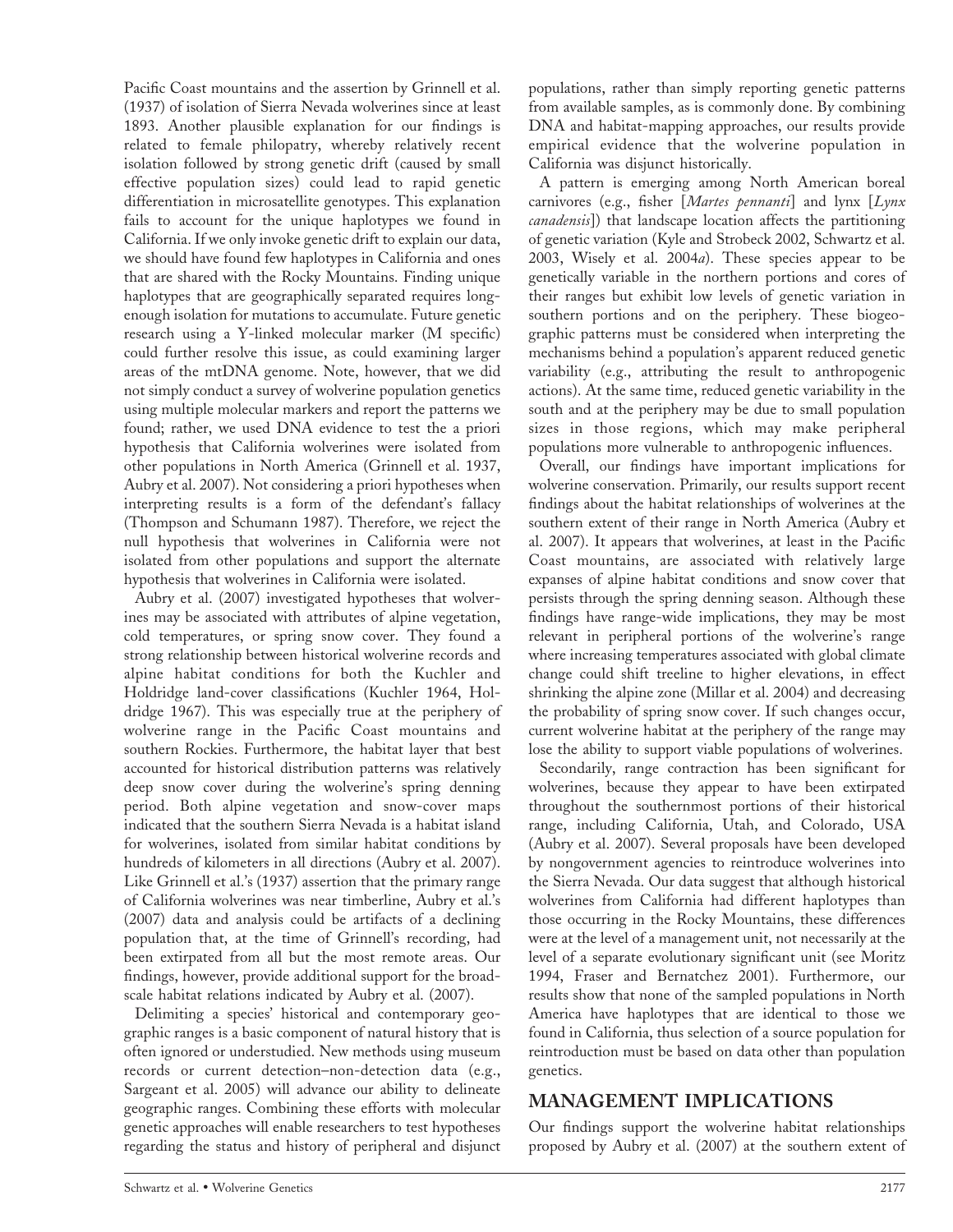Pacific Coast mountains and the assertion by Grinnell et al. (1937) of isolation of Sierra Nevada wolverines since at least 1893. Another plausible explanation for our findings is related to female philopatry, whereby relatively recent isolation followed by strong genetic drift (caused by small effective population sizes) could lead to rapid genetic differentiation in microsatellite genotypes. This explanation fails to account for the unique haplotypes we found in California. If we only invoke genetic drift to explain our data, we should have found few haplotypes in California and ones that are shared with the Rocky Mountains. Finding unique haplotypes that are geographically separated requires long-enough isolation for mutations to accumulate. Future genetic research using a Y-linked molecular marker (M specific) could further resolve this issue, as could examining larger areas of the mtDNA genome. Note, however, that we did not simply conduct a survey of wolverine population genetics using multiple molecular markers and report the patterns we found; rather, we used DNA evidence to test the a priori hypothesis that California wolverines were isolated from other populations in North America (Grinnell et al. 1937, Aubry et al. 2007). Not considering a priori hypotheses when interpreting results is a form of the defendant's fallacy (Thompson and Schumann 1987). Therefore, we reject the null hypothesis that wolverines in California were not isolated from other populations and support the alternate hypothesis that wolverines in California were isolated.

Aubry et al. (2007) investigated hypotheses that wolverines may be associated with attributes of alpine vegetation, cold temperatures, or spring snow cover. They found a strong relationship between historical wolverine records and alpine habitat conditions for both the Kuchler and Holdridge land-cover classifications (Kuchler 1964, Holdridge 1967). This was especially true at the periphery of wolverine range in the Pacific Coast mountains and southern Rockies. Furthermore, the habitat layer that best accounted for historical distribution patterns was relatively deep snow cover during the wolverine's spring denning period. Both alpine vegetation and snow-cover maps indicated that the southern Sierra Nevada is a habitat island for wolverines, isolated from similar habitat conditions by hundreds of kilometers in all directions (Aubry et al. 2007). Like Grinnell et al.'s (1937) assertion that the primary range of California wolverines was near timberline, Aubry et al.'s (2007) data and analysis could be artifacts of a declining population that, at the time of Grinnell's recording, had been extirpated from all but the most remote areas. Our findings, however, provide additional support for the broad-scale habitat relations indicated by Aubry et al. (2007).

Delimiting a species' historical and contemporary geographic ranges is a basic component of natural history that is often ignored or understudied. New methods using museum records or current detection–non-detection data (e.g., Sargeant et al. 2005) will advance our ability to delineate geographic ranges. Combining these efforts with molecular genetic approaches will enable researchers to test hypotheses regarding the status and history of peripheral and disjunct populations, rather than simply reporting genetic patterns from available samples, as is commonly done. By combining DNA and habitat-mapping approaches, our results provide empirical evidence that the wolverine population in California was disjunct historically.

A pattern is emerging among North American boreal carnivores (e.g., fisher [*Martes pennanti*] and lynx [*Lynx canadensis*]) that landscape location affects the partitioning of genetic variation (Kyle and Strobeck 2002, Schwartz et al. 2003, Wisely et al. 2004*a*). These species appear to be genetically variable in the northern portions and cores of their ranges but exhibit low levels of genetic variation in southern portions and on the periphery. These biogeographic patterns must be considered when interpreting the mechanisms behind a population's apparent reduced genetic variability (e.g., attributing the result to anthropogenic actions). At the same time, reduced genetic variability in the south and at the periphery may be due to small population sizes in those regions, which may make peripheral populations more vulnerable to anthropogenic influences.

Overall, our findings have important implications for wolverine conservation. Primarily, our results support recent findings about the habitat relationships of wolverines at the southern extent of their range in North America (Aubry et al. 2007). It appears that wolverines, at least in the Pacific Coast mountains, are associated with relatively large expanses of alpine habitat conditions and snow cover that persists through the spring denning season. Although these findings have range-wide implications, they may be most relevant in peripheral portions of the wolverine's range where increasing temperatures associated with global climate change could shift treeline to higher elevations, in effect shrinking the alpine zone (Millar et al. 2004) and decreasing the probability of spring snow cover. If such changes occur, current wolverine habitat at the periphery of the range may lose the ability to support viable populations of wolverines.

Secondarily, range contraction has been significant for wolverines, because they appear to have been extirpated throughout the southernmost portions of their historical range, including California, Utah, and Colorado, USA (Aubry et al. 2007). Several proposals have been developed by nongovernment agencies to reintroduce wolverines into the Sierra Nevada. Our data suggest that although historical wolverines from California had different haplotypes than those occurring in the Rocky Mountains, these differences were at the level of a management unit, not necessarily at the level of a separate evolutionary significant unit (see Moritz 1994, Fraser and Bernatchez 2001). Furthermore, our results show that none of the sampled populations in North America have haplotypes that are identical to those we found in California, thus selection of a source population for reintroduction must be based on data other than population genetics.

## MANAGEMENT IMPLICATIONS

Our findings support the wolverine habitat relationships proposed by Aubry et al. (2007) at the southern extent of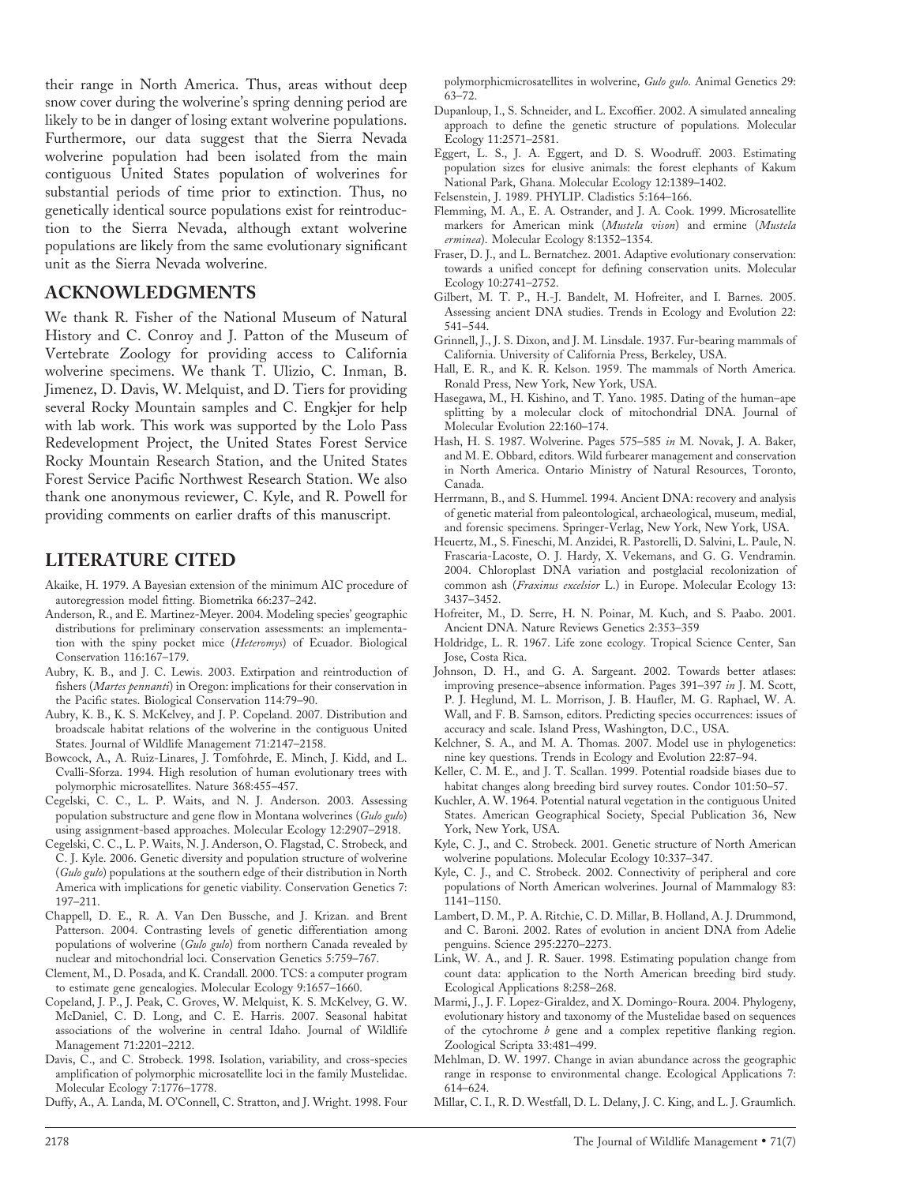their range in North America. Thus, areas without deep snow cover during the wolverine's spring denning period are likely to be in danger of losing extant wolverine populations. Furthermore, our data suggest that the Sierra Nevada wolverine population had been isolated from the main contiguous United States population of wolverines for substantial periods of time prior to extinction. Thus, no genetically identical source populations exist for reintroduction to the Sierra Nevada, although extant wolverine populations are likely from the same evolutionary significant unit as the Sierra Nevada wolverine.

## ACKNOWLEDGMENTS

We thank R. Fisher of the National Museum of Natural History and C. Conroy and J. Patton of the Museum of Vertebrate Zoology for providing access to California wolverine specimens. We thank T. Ulizio, C. Inman, B. Jimenez, D. Davis, W. Melquist, and D. Tiers for providing several Rocky Mountain samples and C. Engkjer for help with lab work. This work was supported by the Lolo Pass Redevelopment Project, the United States Forest Service Rocky Mountain Research Station, and the United States Forest Service Pacific Northwest Research Station. We also thank one anonymous reviewer, C. Kyle, and R. Powell for providing comments on earlier drafts of this manuscript.

## LITERATURE CITED

Akaike, H. 1979. A Bayesian extension of the minimum AIC procedure of autoregression model fitting. Biometrika 66:237–242.

Anderson, R., and E. Martinez-Meyer. 2004. Modeling species' geographic distributions for preliminary conservation assessments: an implementation with the spiny pocket mice (*Heteromys*) of Ecuador. Biological Conservation 116:167–179.

Aubry, K. B., and J. C. Lewis. 2003. Extirpation and reintroduction of fishers (*Martes pennanti*) in Oregon: implications for their conservation in the Pacific states. Biological Conservation 114:79–90.

Aubry, K. B., K. S. McKelvey, and J. P. Copeland. 2007. Distribution and broadscale habitat relations of the wolverine in the contiguous United States. Journal of Wildlife Management 71:2147–2158.

Bowcock, A., A. Ruiz-Linares, J. Tomfohrde, E. Minch, J. Kidd, and L. Cvalli-Sforza. 1994. High resolution of human evolutionary trees with polymorphic microsatellites. Nature 368:455–457.

Cegelski, C. C., L. P. Waits, and N. J. Anderson. 2003. Assessing population substructure and gene flow in Montana wolverines (*Gulo gulo*) using assignment-based approaches. Molecular Ecology 12:2907–2918.

Cegelski, C. C., L. P. Waits, N. J. Anderson, O. Flagstad, C. Strobeck, and C. J. Kyle. 2006. Genetic diversity and population structure of wolverine (*Gulo gulo*) populations at the southern edge of their distribution in North America with implications for genetic viability. Conservation Genetics 7: 197–211.

Chappell, D. E., R. A. Van Den Bussche, and J. Krizan. and Brent Patterson. 2004. Contrasting levels of genetic differentiation among populations of wolverine (*Gulo gulo*) from northern Canada revealed by nuclear and mitochondrial loci. Conservation Genetics 5:759–767.

Clement, M., D. Posada, and K. Crandall. 2000. TCS: a computer program to estimate gene genealogies. Molecular Ecology 9:1657–1660.

Copeland, J. P., J. Peak, C. Groves, W. Melquist, K. S. McKelvey, G. W. McDaniel, C. D. Long, and C. E. Harris. 2007. Seasonal habitat associations of the wolverine in central Idaho. Journal of Wildlife Management 71:2201–2212.

Davis, C., and C. Strobeck. 1998. Isolation, variability, and cross-species amplification of polymorphic microsatellite loci in the family Mustelidae. Molecular Ecology 7:1776–1778.

Duffy, A., A. Landa, M. O'Connell, C. Stratton, and J. Wright. 1998. Four polymorphicmicrosatellites in wolverine, *Gulo gulo*. Animal Genetics 29: 63–72.

Dupanloup, I., S. Schneider, and L. Excoffier. 2002. A simulated annealing approach to define the genetic structure of populations. Molecular Ecology 11:2571–2581.

Eggert, L. S., J. A. Eggert, and D. S. Woodruff. 2003. Estimating population sizes for elusive animals: the forest elephants of Kakum National Park, Ghana. Molecular Ecology 12:1389–1402.

Felsenstein, J. 1989. PHYLIP. Cladistics 5:164–166.

Flemming, M. A., E. A. Ostrander, and J. A. Cook. 1999. Microsatellite markers for American mink (*Mustela vison*) and ermine (*Mustela erminea*). Molecular Ecology 8:1352–1354.

Fraser, D. J., and L. Bernatchez. 2001. Adaptive evolutionary conservation: towards a unified concept for defining conservation units. Molecular Ecology 10:2741–2752.

Gilbert, M. T. P., H.-J. Bandelt, M. Hofreiter, and I. Barnes. 2005. Assessing ancient DNA studies. Trends in Ecology and Evolution 22: 541–544.

Grinnell, J., J. S. Dixon, and J. M. Linsdale. 1937. Fur-bearing mammals of California. University of California Press, Berkeley, USA.

Hall, E. R., and K. R. Kelson. 1959. The mammals of North America. Ronald Press, New York, New York, USA.

Hasegawa, M., H. Kishino, and T. Yano. 1985. Dating of the human–ape splitting by a molecular clock of mitochondrial DNA. Journal of Molecular Evolution 22:160–174.

Hash, H. S. 1987. Wolverine. Pages 575–585 *in* M. Novak, J. A. Baker, and M. E. Obbard, editors. Wild furbearer management and conservation in North America. Ontario Ministry of Natural Resources, Toronto, Canada.

Herrmann, B., and S. Hummel. 1994. Ancient DNA: recovery and analysis of genetic material from paleontological, archaeological, museum, medial, and forensic specimens. Springer-Verlag, New York, New York, USA.

Heuertz, M., S. Fineschi, M. Anzidei, R. Pastorelli, D. Salvini, L. Paule, N. Frascaria-Lacoste, O. J. Hardy, X. Vekemans, and G. G. Vendramin. 2004. Chloroplast DNA variation and postglacial recolonization of common ash (*Fraxinus excelsior* L.) in Europe. Molecular Ecology 13: 3437–3452.

Hofreiter, M., D. Serre, H. N. Poinar, M. Kuch, and S. Paabo. 2001. Ancient DNA. Nature Reviews Genetics 2:353–359

Holdridge, L. R. 1967. Life zone ecology. Tropical Science Center, San Jose, Costa Rica.

Johnson, D. H., and G. A. Sargeant. 2002. Towards better atlases: improving presence–absence information. Pages 391–397 *in* J. M. Scott, P. J. Heglund, M. L. Morrison, J. B. Haufler, M. G. Raphael, W. A. Wall, and F. B. Samson, editors. Predicting species occurrences: issues of accuracy and scale. Island Press, Washington, D.C., USA.

Kelchner, S. A., and M. A. Thomas. 2007. Model use in phylogenetics: nine key questions. Trends in Ecology and Evolution 22:87–94.

Keller, C. M. E., and J. T. Scallan. 1999. Potential roadside biases due to habitat changes along breeding bird survey routes. Condor 101:50–57.

Kuchler, A. W. 1964. Potential natural vegetation in the contiguous United States. American Geographical Society, Special Publication 36, New York, New York, USA.

Kyle, C. J., and C. Strobeck. 2001. Genetic structure of North American wolverine populations. Molecular Ecology 10:337–347.

Kyle, C. J., and C. Strobeck. 2002. Connectivity of peripheral and core populations of North American wolverines. Journal of Mammalogy 83: 1141–1150.

Lambert, D. M., P. A. Ritchie, C. D. Millar, B. Holland, A. J. Drummond, and C. Baroni. 2002. Rates of evolution in ancient DNA from Adelie penguins. Science 295:2270–2273.

Link, W. A., and J. R. Sauer. 1998. Estimating population change from count data: application to the North American breeding bird study. Ecological Applications 8:258–268.

Marmi, J., J. F. Lopez-Giraldez, and X. Domingo-Roura. 2004. Phylogeny, evolutionary history and taxonomy of the Mustelidae based on sequences of the cytochrome *b* gene and a complex repetitive flanking region. Zoological Scripta 33:481–499.

Mehlman, D. W. 1997. Change in avian abundance across the geographic range in response to environmental change. Ecological Applications 7: 614–624.

Millar, C. I., R. D. Westfall, D. L. Delany, J. C. King, and L. J. Graumlich.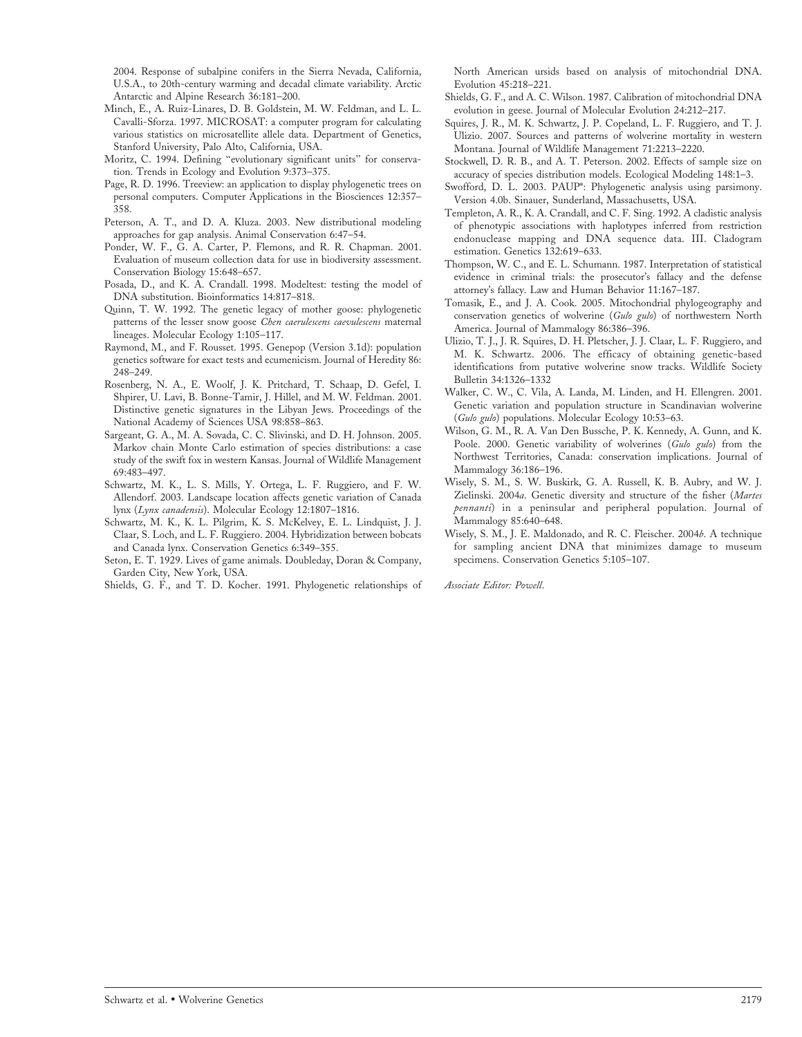2004. Response of subalpine conifers in the Sierra Nevada, California, U.S.A., to 20th-century warming and decadal climate variability. Arctic Antarctic and Alpine Research 36:181–200.

Minch, E., A. Ruiz-Linares, D. B. Goldstein, M. W. Feldman, and L. L. Cavalli-Sforza. 1997. MICROSAT: a computer program for calculating various statistics on microsatellite allele data. Department of Genetics, Stanford University, Palo Alto, California, USA.

Moritz, C. 1994. Defining "evolutionary significant units" for conservation. Trends in Ecology and Evolution 9:373–375.

Page, R. D. 1996. Treeview: an application to display phylogenetic trees on personal computers. Computer Applications in the Biosciences 12:357–358.

Peterson, A. T., and D. A. Kluza. 2003. New distributional modeling approaches for gap analysis. Animal Conservation 6:47–54.

Ponder, W. F., G. A. Carter, P. Flemons, and R. R. Chapman. 2001. Evaluation of museum collection data for use in biodiversity assessment. Conservation Biology 15:648–657.

Posada, D., and K. A. Crandall. 1998. Modeltest: testing the model of DNA substitution. Bioinformatics 14:817–818.

Quinn, T. W. 1992. The genetic legacy of mother goose: phylogenetic patterns of the lesser snow goose *Chen caerulescens caevulescens* maternal lineages. Molecular Ecology 1:105–117.

Raymond, M., and F. Rousset. 1995. Genepop (Version 3.1d): population genetics software for exact tests and ecumenicism. Journal of Heredity 86: 248–249.

Rosenberg, N. A., E. Woolf, J. K. Pritchard, T. Schaap, D. Gefel, I. Shpirer, U. Lavi, B. Bonne-Tamir, J. Hillel, and M. W. Feldman. 2001. Distinctive genetic signatures in the Libyan Jews. Proceedings of the National Academy of Sciences USA 98:858–863.

Sargeant, G. A., M. A. Sovada, C. C. Slivinski, and D. H. Johnson. 2005. Markov chain Monte Carlo estimation of species distributions: a case study of the swift fox in western Kansas. Journal of Wildlife Management 69:483–497.

Schwartz, M. K., L. S. Mills, Y. Ortega, L. F. Ruggiero, and F. W. Allendorf. 2003. Landscape location affects genetic variation of Canada lynx (*Lynx canadensis*). Molecular Ecology 12:1807–1816.

Schwartz, M. K., K. L. Pilgrim, K. S. McKelvey, E. L. Lindquist, J. J. Claar, S. Loch, and L. F. Ruggiero. 2004. Hybridization between bobcats and Canada lynx. Conservation Genetics 6:349–355.

Seton, E. T. 1929. Lives of game animals. Doubleday, Doran & Company, Garden City, New York, USA.

Shields, G. F., and T. D. Kocher. 1991. Phylogenetic relationships of North American ursids based on analysis of mitochondrial DNA. Evolution 45:218–221.

Shields, G. F., and A. C. Wilson. 1987. Calibration of mitochondrial DNA evolution in geese. Journal of Molecular Evolution 24:212–217.

Squires, J. R., M. K. Schwartz, J. P. Copeland, L. F. Ruggiero, and T. J. Ulizio. 2007. Sources and patterns of wolverine mortality in western Montana. Journal of Wildlife Management 71:2213–2220.

Stockwell, D. R. B., and A. T. Peterson. 2002. Effects of sample size on accuracy of species distribution models. Ecological Modeling 148:1–3.

Swofford, D. L. 2003. PAUP*: Phylogenetic analysis using parsimony. Version 4.0b. Sinauer, Sunderland, Massachusetts, USA.

Templeton, A. R., K. A. Crandall, and C. F. Sing. 1992. A cladistic analysis of phenotypic associations with haplotypes inferred from restriction endonuclease mapping and DNA sequence data. III. Cladogram estimation. Genetics 132:619–633.

Thompson, W. C., and E. L. Schumann. 1987. Interpretation of statistical evidence in criminal trials: the prosecutor's fallacy and the defense attorney's fallacy. Law and Human Behavior 11:167–187.

Tomasik, E., and J. A. Cook. 2005. Mitochondrial phylogeography and conservation genetics of wolverine (*Gulo gulo*) of northwestern North America. Journal of Mammalogy 86:386–396.

Ulizio, T. J., J. R. Squires, D. H. Pletscher, J. J. Claar, L. F. Ruggiero, and M. K. Schwartz. 2006. The efficacy of obtaining genetic-based identifications from putative wolverine snow tracks. Wildlife Society Bulletin 34:1326–1332

Walker, C. W., C. Vila, A. Landa, M. Linden, and H. Ellengren. 2001. Genetic variation and population structure in Scandinavian wolverine (*Gulo gulo*) populations. Molecular Ecology 10:53–63.

Wilson, G. M., R. A. Van Den Bussche, P. K. Kennedy, A. Gunn, and K. Poole. 2000. Genetic variability of wolverines (*Gulo gulo*) from the Northwest Territories, Canada: conservation implications. Journal of Mammalogy 36:186–196.

Wisely, S. M., S. W. Buskirk, G. A. Russell, K. B. Aubry, and W. J. Zielinski. 2004*a*. Genetic diversity and structure of the fisher (*Martes pennanti*) in a peninsular and peripheral population. Journal of Mammalogy 85:640–648.

Wisely, S. M., J. E. Maldonado, and R. C. Fleischer. 2004*b*. A technique for sampling ancient DNA that minimizes damage to museum specimens. Conservation Genetics 5:105–107.

*Associate Editor: Powell.*